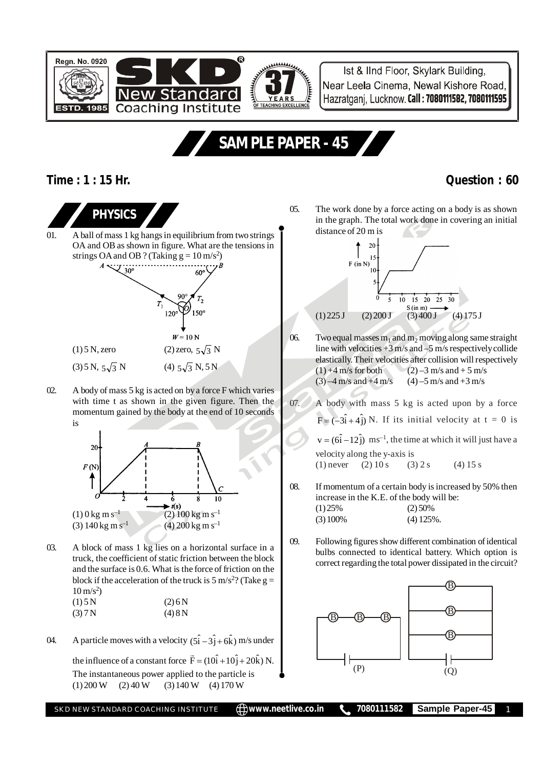Regn. No. 0920

ESTD. 1985

# SKD New Standard Coaching Institute

37 YEARS OF TEACHING EXCELLENCE

Ist & IInd Floor, Skylark Building, Near Leela Cinema, Newal Kishore Road, Hazratganj, Lucknow. Call : 7080111582, 7080111595

# SAMPLE PAPER - 45

**Time : 1 : 15 Hr.** **Question : 60**

## PHYSICS

01. A ball of mass 1 kg hangs in equilibrium from two strings OA and OB as shown in figure. What are the tensions in strings OA and OB ? (Taking g = 10 m/s$^2$)

A 30° 60° B
90° $T_1$ $T_2$ O
120° 150°
W = 10 N

(1) 5 N, zero (2) zero, $5\sqrt{3}$ N

(3) 5 N, $5\sqrt{3}$ N (4) $5\sqrt{3}$ N, 5 N

02. A body of mass 5 kg is acted on by a force F which varies with time t as shown in the given figure. Then the momentum gained by the body at the end of 10 seconds is

20
F (N)
O 2 4 6 8 10
t(s)
A B C

(1) 0 kg m s$^{-1}$ (2) 100 kg m s$^{-1}$
(3) 140 kg m s$^{-1}$ (4) 200 kg m s$^{-1}$

03. A block of mass 1 kg lies on a horizontal surface in a truck, the coefficient of static friction between the block and the surface is 0.6. What is the force of friction on the block if the acceleration of the truck is 5 m/s$^2$? (Take g = 10 m/s$^2$)
(1) 5 N (2) 6 N
(3) 7 N (4) 8 N

04. A particle moves with a velocity $(5\hat{i} - 3\hat{j} + 6\hat{k})$ m/s under the influence of a constant force $\vec{F} = (10\hat{i} + 10\hat{j} + 20\hat{k})$ N. The instantaneous power applied to the particle is
(1) 200 W (2) 40 W (3) 140 W (4) 170 W

05. The work done by a force acting on a body is as shown in the graph. The total work done in covering an initial distance of 20 m is

F (in N)
20
15
10
5
0 5 10 15 20 25 30
S (in m)

(1) 225 J (2) 200 J (3) 400 J (4) 175 J

06. Two equal masses $m_1$ and $m_2$ moving along same straight line with velocities +3 m/s and –5 m/s respectively collide elastically. Their velocities after collision will respectively
(1) +4 m/s for both (2) –3 m/s and + 5 m/s
(3) –4 m/s and +4 m/s (4) –5 m/s and +3 m/s

07. A body with mass 5 kg is acted upon by a force $F = (-3\hat{i} + 4\hat{j})$ N. If its initial velocity at t = 0 is $v = (6\hat{i} - 12\hat{j})$ ms$^{-1}$, the time at which it will just have a velocity along the y-axis is
(1) never (2) 10 s (3) 2 s (4) 15 s

08. If momentum of a certain body is increased by 50% then increase in the K.E. of the body will be:
(1) 25% (2) 50%
(3) 100% (4) 125%.

09. Following figures show different combination of identical bulbs connected to identical battery. Which option is correct regarding the total power dissipated in the circuit?

B B B
(P)

B
B
B
(Q)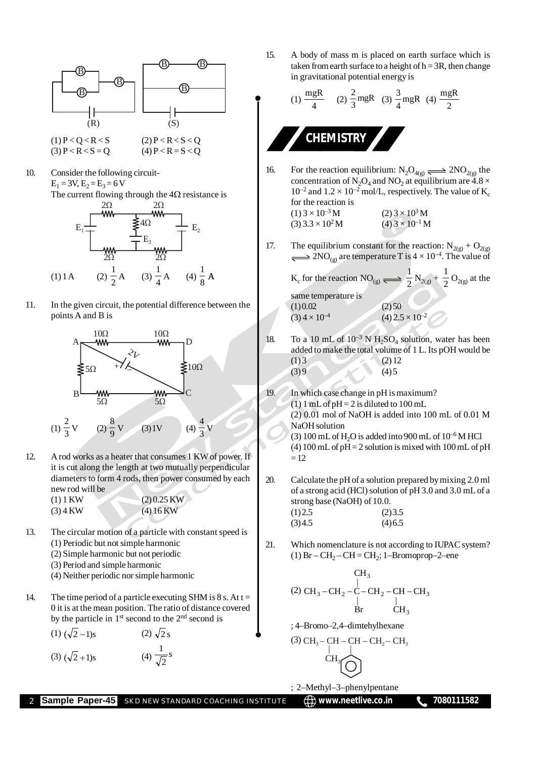(R) (S)

(1) $P < Q < R < S$ (2) $P < R < S < Q$
(3) $P < R < S = Q$ (4) $P < R = S < Q$

10. Consider the following circuit-
$E_1 = 3V$, $E_2 = E_3 = 6\,V$
The current flowing through the $4\Omega$ resistance is

(1) 1 A (2) $\frac{1}{2}$ A (3) $\frac{1}{4}$ A (4) $\frac{1}{8}$ A

11. In the given circuit, the potential difference between the points A and B is

(1) $\frac{2}{3}$ V (2) $\frac{8}{9}$ V (3) 1V (4) $\frac{4}{3}$ V

12. A rod works as a heater that consumes 1 KW of power. If it is cut along the length at two mutually perpendicular diameters to form 4 rods, then power consumed by each new rod will be
(1) 1 KW (2) 0.25 KW
(3) 4 KW (4) 16 KW

13. The circular motion of a particle with constant speed is
(1) Periodic but not simple harmonic
(2) Simple harmonic but not periodic
(3) Period and simple harmonic
(4) Neither periodic nor simple harmonic

14. The time period of a particle executing SHM is 8 s. At t = 0 it is at the mean position. The ratio of distance covered by the particle in 1[st] second to the 2[nd] second is
(1) $(\sqrt{2}-1)$s (2) $\sqrt{2}$ s
(3) $(\sqrt{2}+1)$s (4) $\frac{1}{\sqrt{2}}$s

15. A body of mass m is placed on earth surface which is taken from earth surface to a height of h = 3R, then change in gravitational potential energy is
(1) $\frac{mgR}{4}$ (2) $\frac{2}{3}$mgR (3) $\frac{3}{4}$mgR (4) $\frac{mgR}{2}$

## CHEMISTRY

16. For the reaction equilibrium: $N_2O_{4(g)} \rightleftharpoons 2NO_{2(g)}$ the concentration of $N_2O_4$ and $NO_2$ at equilibrium are $4.8 \times 10^{-2}$ and $1.2 \times 10^{-2}$ mol/L, respectively. The value of $K_c$ for the reaction is
(1) $3 \times 10^{-3}$ M (2) $3 \times 10^{3}$ M
(3) $3.3 \times 10^{2}$ M (4) $3 \times 10^{-1}$ M

17. The equilibrium constant for the reaction: $N_{2(g)} + O_{2(g)} \rightleftharpoons 2NO_{(g)}$ are temperature T is $4 \times 10^{-4}$. The value of $K_c$ for the reaction $NO_{(g)} \rightleftharpoons \frac{1}{2}N_{2(g)} + \frac{1}{2}O_{2(g)}$ at the same temperature is
(1) 0.02 (2) 50
(3) $4 \times 10^{-4}$ (4) $2.5 \times 10^{-2}$

18. To a 10 mL of $10^{-3}$ N $H_2SO_4$ solution, water has been added to make the total volume of 1 L. Its pOH would be
(1) 3 (2) 12
(3) 9 (4) 5

19. In which case change in pH is maximum?
(1) 1 mL of pH = 2 is diluted to 100 mL
(2) 0.01 mol of NaOH is added into 100 mL of 0.01 M NaOH solution
(3) 100 mL of $H_2O$ is added into 900 mL of $10^{-6}$ M HCl
(4) 100 mL of pH = 2 solution is mixed with 100 mL of pH = 12

20. Calculate the pH of a solution prepared by mixing 2.0 ml of a strong acid (HCl) solution of pH 3.0 and 3.0 mL of a strong base (NaOH) of 10.0.
(1) 2.5 (2) 3.5
(3) 4.5 (4) 6.5

21. Which nomenclature is not according to IUPAC system?
(1) $Br - CH_2 - CH = CH_2$; 1–Bromoprop–2–ene
(2) $CH_3 - CH_2 - C(CH_3)(Br) - CH_2 - CH(CH_3) - CH_3$ ; 4–Bromo–2,4–dimtehylhexane
(3) $CH_3 - CH(CH_3) - CH(C_6H_5) - CH_2 - CH_3$ ; 2–Methyl–3–phenylpentane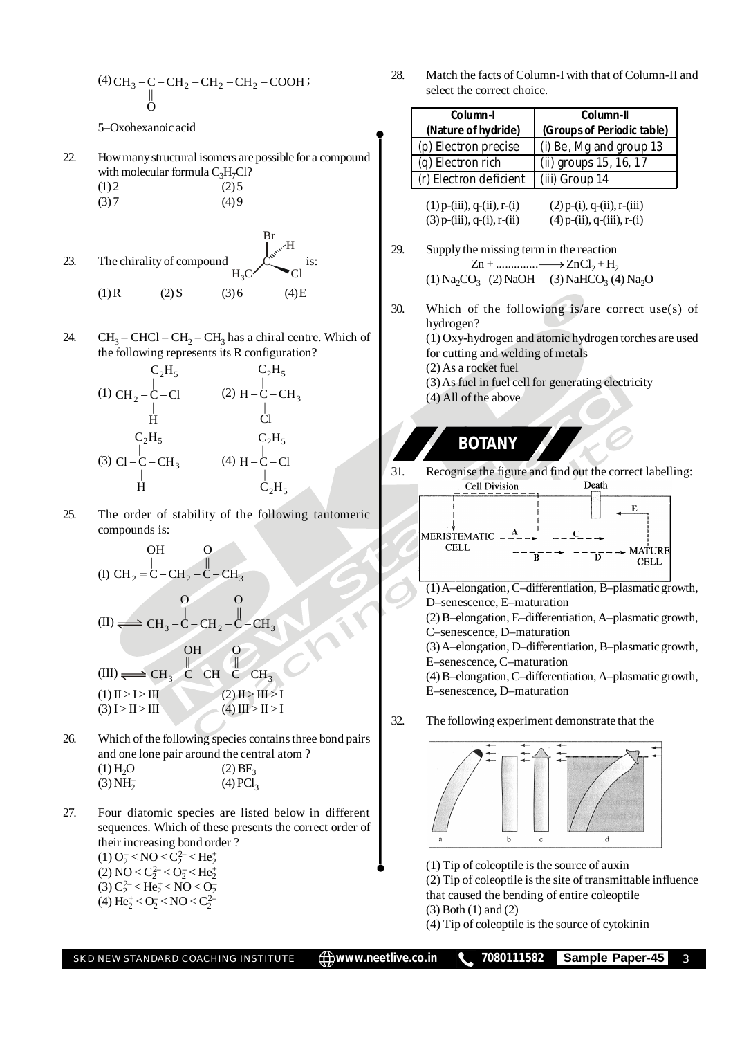(4) $CH_3-\underset{\underset{O}{\|}}{C}-CH_2-CH_2-CH_2-COOH$ ;

5–Oxohexanoic acid

22. How many structural isomers are possible for a compound with molecular formula $C_3H_7Cl$?
(1) 2 (2) 5
(3) 7 (4) 9

23. The chirality of compound (C with Br, H, $H_3C$, Cl) is:
(1) R (2) S (3) 6 (4) E

24. $CH_3-CHCl-CH_2-CH_3$ has a chiral centre. Which of the following represents its R configuration?

(1) $CH_2-\overset{\overset{C_2H_5}{|}}{\underset{\underset{H}{|}}{C}}-Cl$ (2) $H-\overset{\overset{C_2H_5}{|}}{\underset{\underset{Cl}{|}}{C}}-CH_3$

(3) $Cl-\overset{\overset{C_2H_5}{|}}{\underset{\underset{H}{|}}{C}}-CH_3$ (4) $H-\overset{\overset{C_2H_5}{|}}{\underset{\underset{C_2H_5}{|}}{C}}-Cl$

25. The order of stability of the following tautomeric compounds is:

(I) $CH_2=\overset{\overset{OH}{|}}{C}-CH_2-\overset{\overset{O}{\|}}{C}-CH_3$

(II) $\rightleftharpoons CH_3-\overset{\overset{O}{\|}}{C}-CH_2-\overset{\overset{O}{\|}}{C}-CH_3$

(III) $\rightleftharpoons CH_3-\overset{\overset{OH}{\|}}{C}-CH-\overset{\overset{O}{\|}}{C}-CH_3$

(1) II > I > III (2) II > III > I
(3) I > II > III (4) III > II > I

26. Which of the following species contains three bond pairs and one lone pair around the central atom ?
(1) $H_2O$ (2) $BF_3$
(3) $NH_2^-$ (4) $PCl_3$

27. Four diatomic species are listed below in different sequences. Which of these presents the correct order of their increasing bond order ?
(1) $O_2^- < NO < C_2^{2-} < He_2^+$
(2) $NO < C_2^{2-} < O_2^- < He_2^+$
(3) $C_2^{2-} < He_2^+ < NO < O_2^-$
(4) $He_2^+ < O_2^- < NO < C_2^{2-}$

28. Match the facts of Column-I with that of Column-II and select the correct choice.

| Column-I (Nature of hydride) | Column-II (Groups of Periodic table) |
|---|---|
| (p) Electron precise | (i) Be, Mg and group 13 |
| (q) Electron rich | (ii) groups 15, 16, 17 |
| (r) Electron deficient | (iii) Group 14 |

(1) p-(iii), q-(ii), r-(i) (2) p-(i), q-(ii), r-(iii)
(3) p-(iii), q-(i), r-(ii) (4) p-(ii), q-(iii), r-(i)

29. Supply the missing term in the reaction
$$Zn + .............\longrightarrow ZnCl_2 + H_2$$
(1) $Na_2CO_3$ (2) NaOH (3) $NaHCO_3$ (4) $Na_2O$

30. Which of the followiong is/are correct use(s) of hydrogen?
(1) Oxy-hydrogen and atomic hydrogen torches are used for cutting and welding of metals
(2) As a rocket fuel
(3) As fuel in fuel cell for generating electricity
(4) All of the above

## BOTANY

31. Recognise the figure and find out the correct labelling:

Cell Division
Death
MERISTEMATIC CELL
A
B
C
D
E
MATURE CELL

(1) A–elongation, C–differentiation, B–plasmatic growth, D–senescence, E–maturation
(2) B–elongation, E–differentiation, A–plasmatic growth, C–senescence, D–maturation
(3) A–elongation, D–differentiation, B–plasmatic growth, E–senescence, C–maturation
(4) B–elongation, C–differentiation, A–plasmatic growth, E–senescence, D–maturation

32. The following experiment demonstrate that the

a b c d

(1) Tip of coleoptile is the source of auxin
(2) Tip of coleoptile is the site of transmittable influence that caused the bending of entire coleoptile
(3) Both (1) and (2)
(4) Tip of coleoptile is the source of cytokinin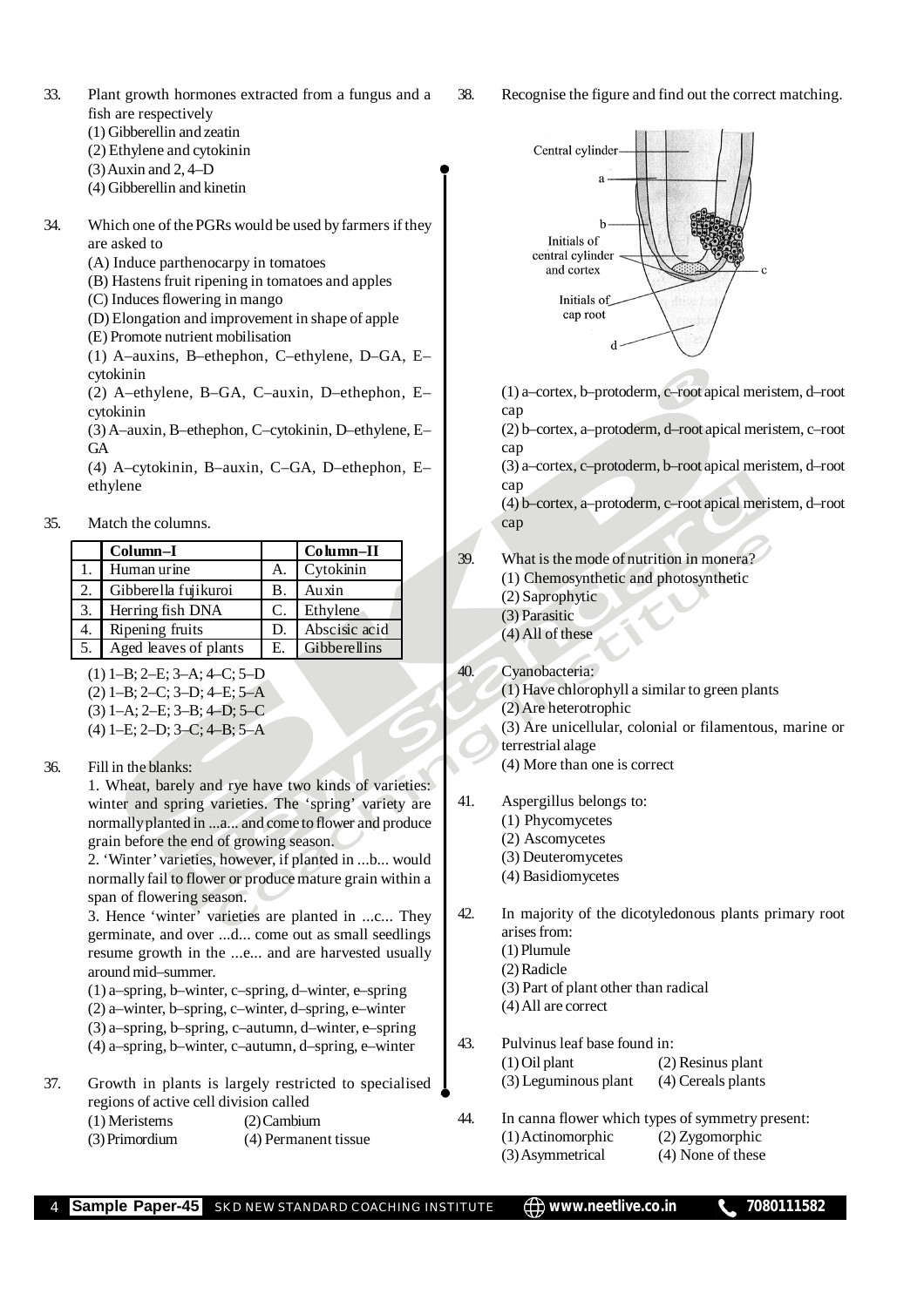33. Plant growth hormones extracted from a fungus and a fish are respectively
(1) Gibberellin and zeatin
(2) Ethylene and cytokinin
(3) Auxin and 2, 4–D
(4) Gibberellin and kinetin

34. Which one of the PGRs would be used by farmers if they are asked to
(A) Induce parthenocarpy in tomatoes
(B) Hastens fruit ripening in tomatoes and apples
(C) Induces flowering in mango
(D) Elongation and improvement in shape of apple
(E) Promote nutrient mobilisation
(1) A–auxins, B–ethephon, C–ethylene, D–GA, E–cytokinin
(2) A–ethylene, B–GA, C–auxin, D–ethephon, E–cytokinin
(3) A–auxin, B–ethephon, C–cytokinin, D–ethylene, E–GA
(4) A–cytokinin, B–auxin, C–GA, D–ethephon, E–ethylene

35. Match the columns.

| | Column–I | | Column–II |
|---|---|---|---|
| 1. | Human urine | A. | Cytokinin |
| 2. | Gibberella fujikuroi | B. | Auxin |
| 3. | Herring fish DNA | C. | Ethylene |
| 4. | Ripening fruits | D. | Abscisic acid |
| 5. | Aged leaves of plants | E. | Gibberellins |

(1) 1–B; 2–E; 3–A; 4–C; 5–D
(2) 1–B; 2–C; 3–D; 4–E; 5–A
(3) 1–A; 2–E; 3–B; 4–D; 5–C
(4) 1–E; 2–D; 3–C; 4–B; 5–A

36. Fill in the blanks:
1. Wheat, barely and rye have two kinds of varieties: winter and spring varieties. The 'spring' variety are normally planted in ...a... and come to flower and produce grain before the end of growing season.
2. 'Winter' varieties, however, if planted in ...b... would normally fail to flower or produce mature grain within a span of flowering season.
3. Hence 'winter' varieties are planted in ...c... They germinate, and over ...d... come out as small seedlings resume growth in the ...e... and are harvested usually around mid–summer.
(1) a–spring, b–winter, c–spring, d–winter, e–spring
(2) a–winter, b–spring, c–winter, d–spring, e–winter
(3) a–spring, b–spring, c–autumn, d–winter, e–spring
(4) a–spring, b–winter, c–autumn, d–spring, e–winter

37. Growth in plants is largely restricted to specialised regions of active cell division called
(1) Meristems
(2) Cambium
(3) Primordium
(4) Permanent tissue

38. Recognise the figure and find out the correct matching.

Central cylinder
a
b
Initials of central cylinder and cortex
c
Initials of cap root
d

(1) a–cortex, b–protoderm, c–root apical meristem, d–root cap
(2) b–cortex, a–protoderm, d–root apical meristem, c–root cap
(3) a–cortex, c–protoderm, b–root apical meristem, d–root cap
(4) b–cortex, a–protoderm, c–root apical meristem, d–root cap

39. What is the mode of nutrition in monera?
(1) Chemosynthetic and photosynthetic
(2) Saprophytic
(3) Parasitic
(4) All of these

40. Cyanobacteria:
(1) Have chlorophyll a similar to green plants
(2) Are heterotrophic
(3) Are unicellular, colonial or filamentous, marine or terrestrial alage
(4) More than one is correct

41. Aspergillus belongs to:
(1) Phycomycetes
(2) Ascomycetes
(3) Deuteromycetes
(4) Basidiomycetes

42. In majority of the dicotyledonous plants primary root arises from:
(1) Plumule
(2) Radicle
(3) Part of plant other than radical
(4) All are correct

43. Pulvinus leaf base found in:
(1) Oil plant
(2) Resinus plant
(3) Leguminous plant
(4) Cereals plants

44. In canna flower which types of symmetry present:
(1) Actinomorphic
(2) Zygomorphic
(3) Asymmetrical
(4) None of these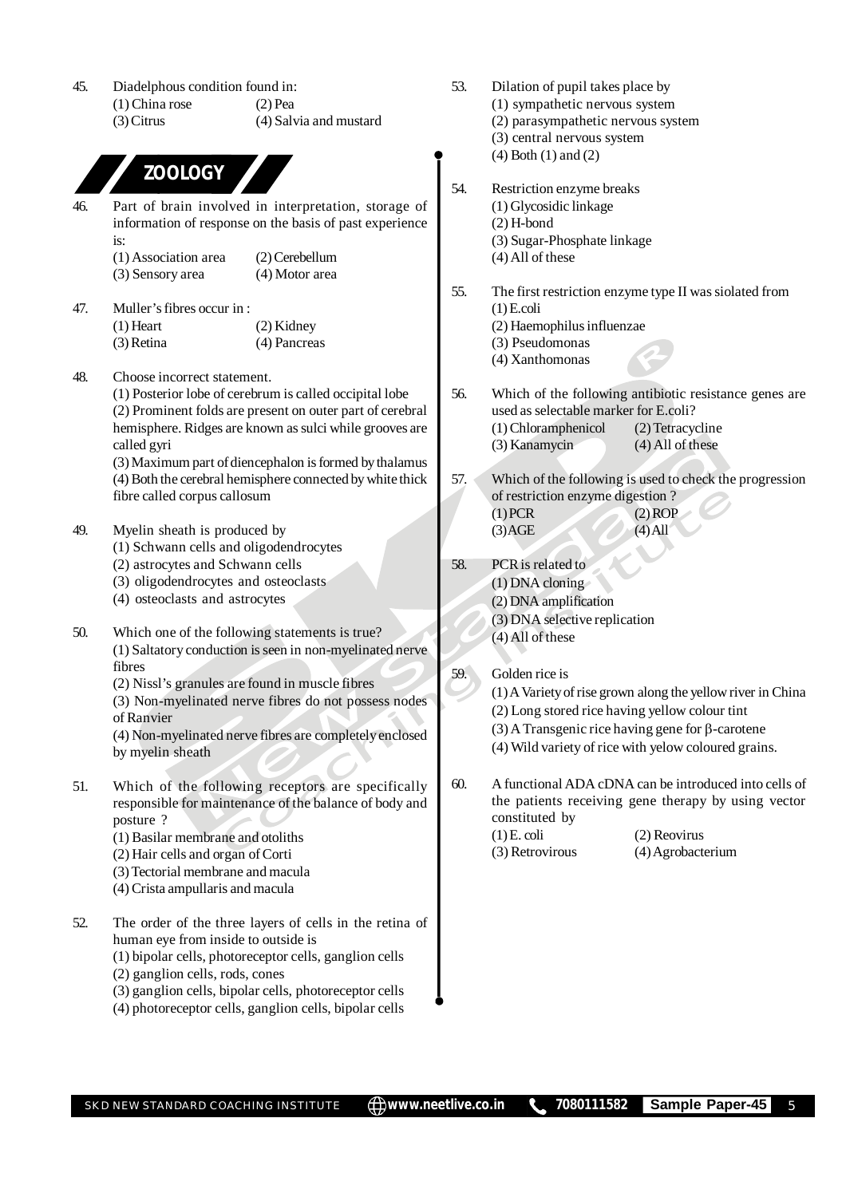45. Diadelphous condition found in:
(1) China rose (2) Pea
(3) Citrus (4) Salvia and mustard

## ZOOLOGY

46. Part of brain involved in interpretation, storage of information of response on the basis of past experience is:
(1) Association area (2) Cerebellum
(3) Sensory area (4) Motor area

47. Muller's fibres occur in :
(1) Heart (2) Kidney
(3) Retina (4) Pancreas

48. Choose incorrect statement.
(1) Posterior lobe of cerebrum is called occipital lobe
(2) Prominent folds are present on outer part of cerebral hemisphere. Ridges are known as sulci while grooves are called gyri
(3) Maximum part of diencephalon is formed by thalamus
(4) Both the cerebral hemisphere connected by white thick fibre called corpus callosum

49. Myelin sheath is produced by
(1) Schwann cells and oligodendrocytes
(2) astrocytes and Schwann cells
(3) oligodendrocytes and osteoclasts
(4) osteoclasts and astrocytes

50. Which one of the following statements is true?
(1) Saltatory conduction is seen in non-myelinated nerve fibres
(2) Nissl's granules are found in muscle fibres
(3) Non-myelinated nerve fibres do not possess nodes of Ranvier
(4) Non-myelinated nerve fibres are completely enclosed by myelin sheath

51. Which of the following receptors are specifically responsible for maintenance of the balance of body and posture ?
(1) Basilar membrane and otoliths
(2) Hair cells and organ of Corti
(3) Tectorial membrane and macula
(4) Crista ampullaris and macula

52. The order of the three layers of cells in the retina of human eye from inside to outside is
(1) bipolar cells, photoreceptor cells, ganglion cells
(2) ganglion cells, rods, cones
(3) ganglion cells, bipolar cells, photoreceptor cells
(4) photoreceptor cells, ganglion cells, bipolar cells

53. Dilation of pupil takes place by
(1) sympathetic nervous system
(2) parasympathetic nervous system
(3) central nervous system
(4) Both (1) and (2)

54. Restriction enzyme breaks
(1) Glycosidic linkage
(2) H-bond
(3) Sugar-Phosphate linkage
(4) All of these

55. The first restriction enzyme type II was siolated from
(1) E.coli
(2) Haemophilus influenzae
(3) Pseudomonas
(4) Xanthomonas

56. Which of the following antibiotic resistance genes are used as selectable marker for E.coli?
(1) Chloramphenicol (2) Tetracycline
(3) Kanamycin (4) All of these

57. Which of the following is used to check the progression of restriction enzyme digestion ?
(1) PCR (2) ROP
(3) AGE (4) All

58. PCR is related to
(1) DNA cloning
(2) DNA amplification
(3) DNA selective replication
(4) All of these

59. Golden rice is
(1) A Variety of rise grown along the yellow river in China
(2) Long stored rice having yellow colour tint
(3) A Transgenic rice having gene for β-carotene
(4) Wild variety of rice with yelow coloured grains.

60. A functional ADA cDNA can be introduced into cells of the patients receiving gene therapy by using vector constituted by
(1) E. coli (2) Reovirus
(3) Retrovirous (4) Agrobacterium